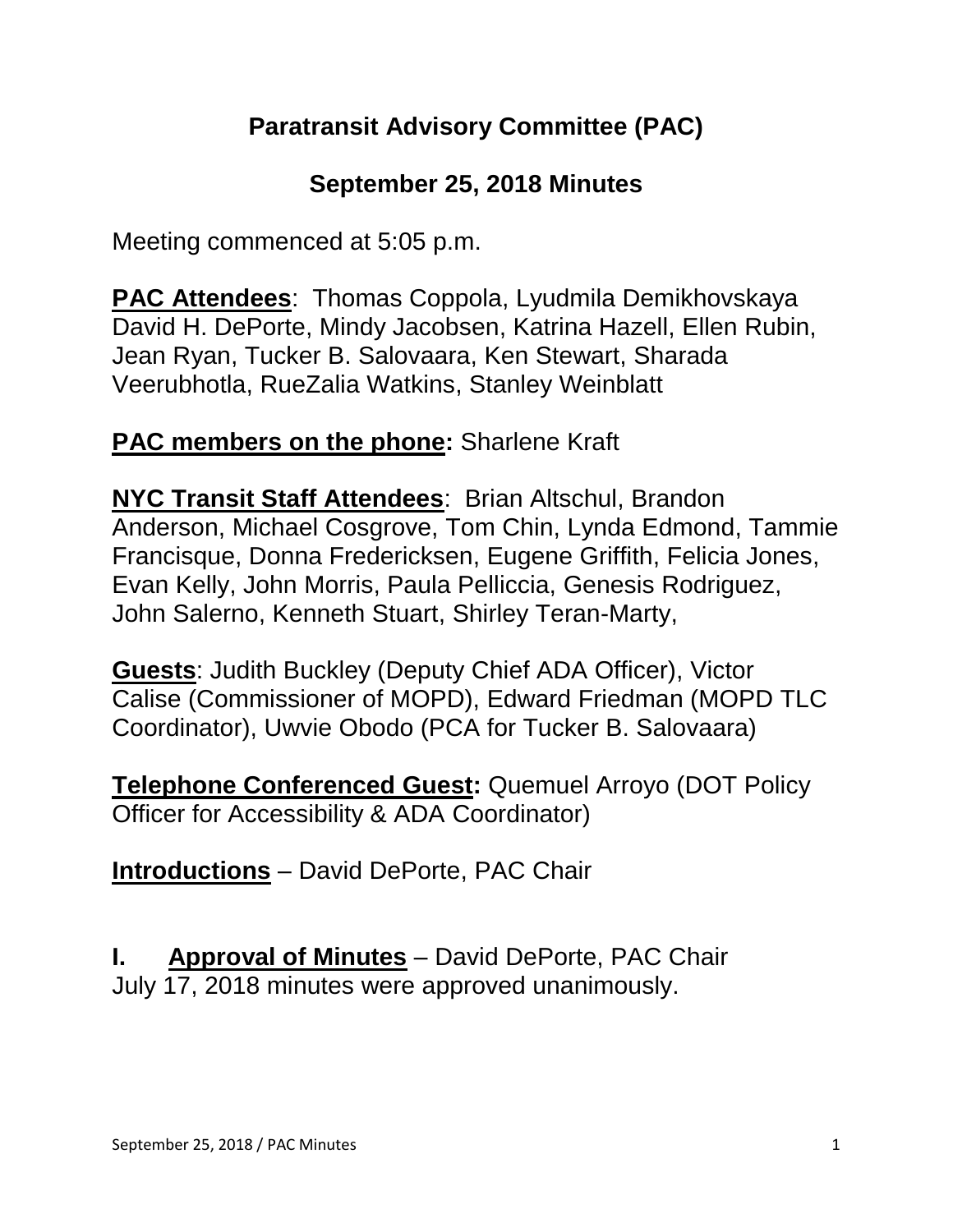# Paratransit Advisory Committee (PAC)

## September 25, 2018 Minutes

Meeting commenced at 5:05 p.m.

**PAC Attendees**: Thomas Coppola, Lyudmila Demikhovskaya David H. DePorte, Mindy Jacobsen, Katrina Hazell, Ellen Rubin, Jean Ryan, Tucker B. Salovaara, Ken Stewart, Sharada Veerubhotla, RueZalia Watkins, Stanley Weinblatt

**PAC members on the phone:** Sharlene Kraft

**NYC Transit Staff Attendees**: Brian Altschul, Brandon Anderson, Michael Cosgrove, Tom Chin, Lynda Edmond, Tammie Francisque, Donna Fredericksen, Eugene Griffith, Felicia Jones, Evan Kelly, John Morris, Paula Pelliccia, Genesis Rodriguez, John Salerno, Kenneth Stuart, Shirley Teran-Marty,

**Guests**: Judith Buckley (Deputy Chief ADA Officer), Victor Calise (Commissioner of MOPD), Edward Friedman (MOPD TLC Coordinator), Uwvie Obodo (PCA for Tucker B. Salovaara)

**Telephone Conferenced Guest:** Quemuel Arroyo (DOT Policy Officer for Accessibility & ADA Coordinator)

**Introductions** – David DePorte, PAC Chair

**I. Approval of Minutes** – David DePorte, PAC Chair
July 17, 2018 minutes were approved unanimously.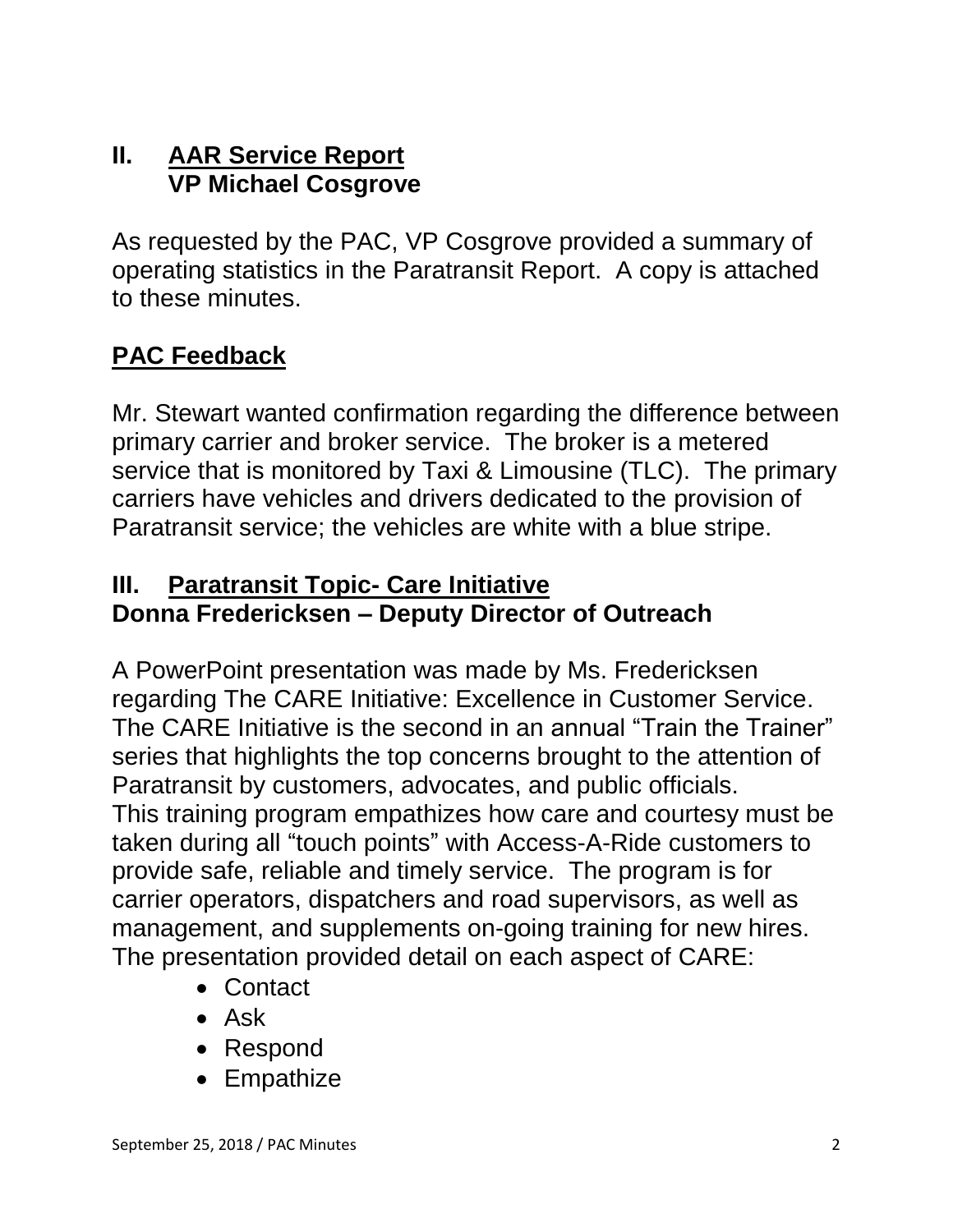## II. AAR Service Report
## VP Michael Cosgrove

As requested by the PAC, VP Cosgrove provided a summary of operating statistics in the Paratransit Report. A copy is attached to these minutes.

## PAC Feedback

Mr. Stewart wanted confirmation regarding the difference between primary carrier and broker service. The broker is a metered service that is monitored by Taxi & Limousine (TLC). The primary carriers have vehicles and drivers dedicated to the provision of Paratransit service; the vehicles are white with a blue stripe.

## III. Paratransit Topic- Care Initiative
## Donna Fredericksen – Deputy Director of Outreach

A PowerPoint presentation was made by Ms. Fredericksen regarding The CARE Initiative: Excellence in Customer Service. The CARE Initiative is the second in an annual "Train the Trainer" series that highlights the top concerns brought to the attention of Paratransit by customers, advocates, and public officials. This training program empathizes how care and courtesy must be taken during all "touch points" with Access-A-Ride customers to provide safe, reliable and timely service. The program is for carrier operators, dispatchers and road supervisors, as well as management, and supplements on-going training for new hires. The presentation provided detail on each aspect of CARE:

- Contact
- Ask
- Respond
- Empathize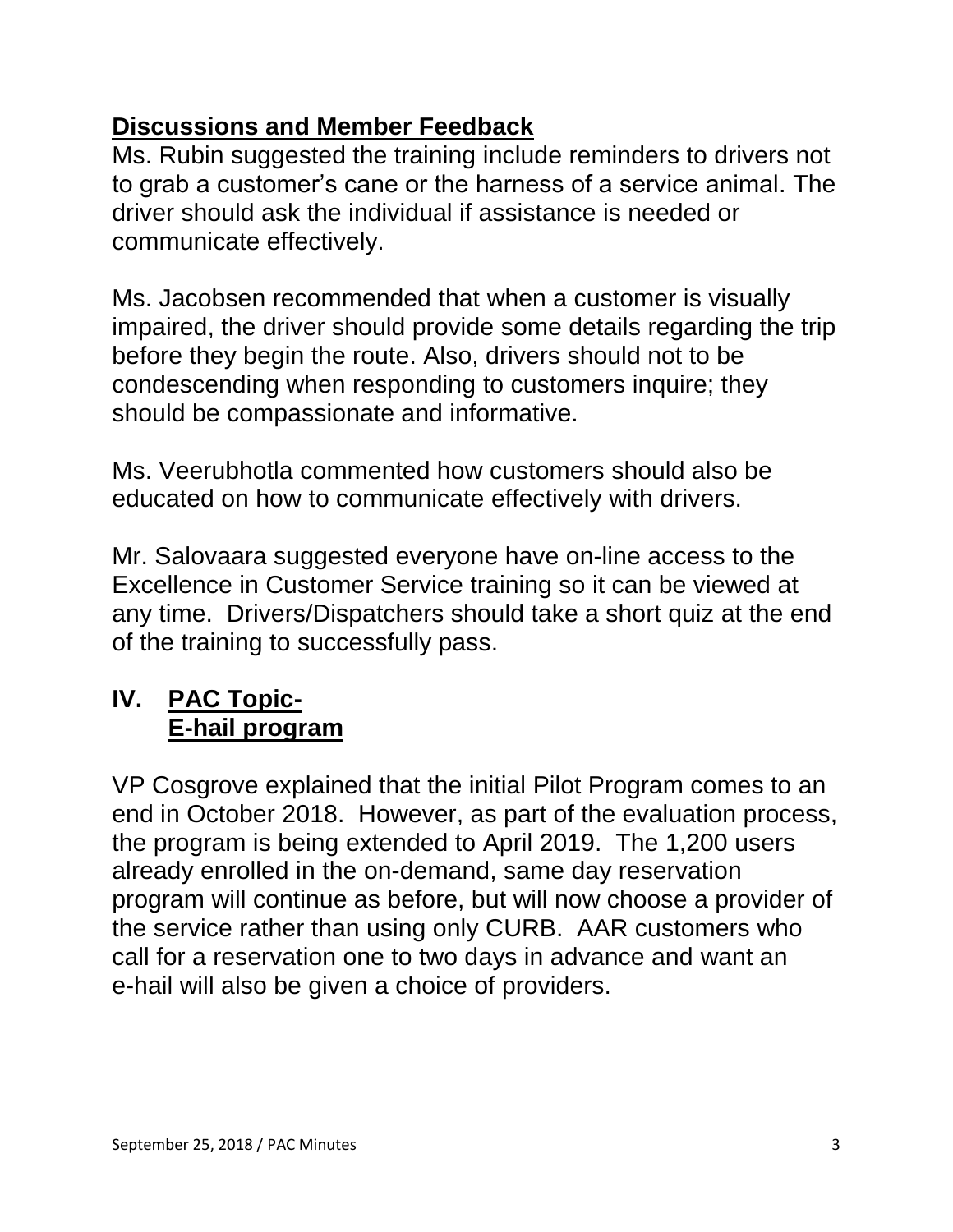## Discussions and Member Feedback

Ms. Rubin suggested the training include reminders to drivers not to grab a customer's cane or the harness of a service animal. The driver should ask the individual if assistance is needed or communicate effectively.

Ms. Jacobsen recommended that when a customer is visually impaired, the driver should provide some details regarding the trip before they begin the route. Also, drivers should not to be condescending when responding to customers inquire; they should be compassionate and informative.

Ms. Veerubhotla commented how customers should also be educated on how to communicate effectively with drivers.

Mr. Salovaara suggested everyone have on-line access to the Excellence in Customer Service training so it can be viewed at any time. Drivers/Dispatchers should take a short quiz at the end of the training to successfully pass.

## IV. PAC Topic- E-hail program

VP Cosgrove explained that the initial Pilot Program comes to an end in October 2018. However, as part of the evaluation process, the program is being extended to April 2019. The 1,200 users already enrolled in the on-demand, same day reservation program will continue as before, but will now choose a provider of the service rather than using only CURB. AAR customers who call for a reservation one to two days in advance and want an e-hail will also be given a choice of providers.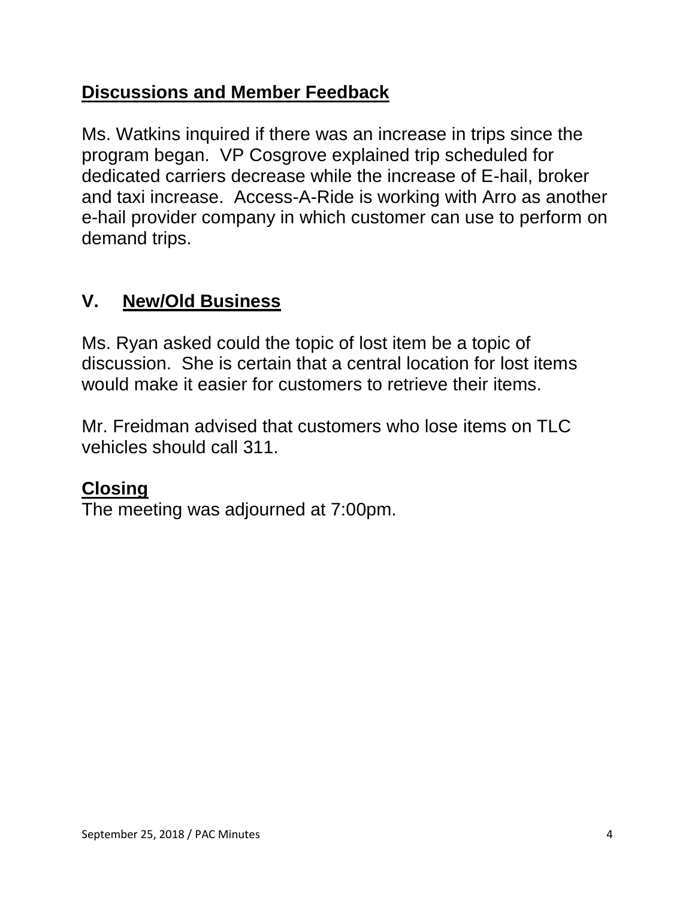## Discussions and Member Feedback

Ms. Watkins inquired if there was an increase in trips since the program began. VP Cosgrove explained trip scheduled for dedicated carriers decrease while the increase of E-hail, broker and taxi increase. Access-A-Ride is working with Arro as another e-hail provider company in which customer can use to perform on demand trips.

## V. New/Old Business

Ms. Ryan asked could the topic of lost item be a topic of discussion. She is certain that a central location for lost items would make it easier for customers to retrieve their items.

Mr. Freidman advised that customers who lose items on TLC vehicles should call 311.

## Closing

The meeting was adjourned at 7:00pm.